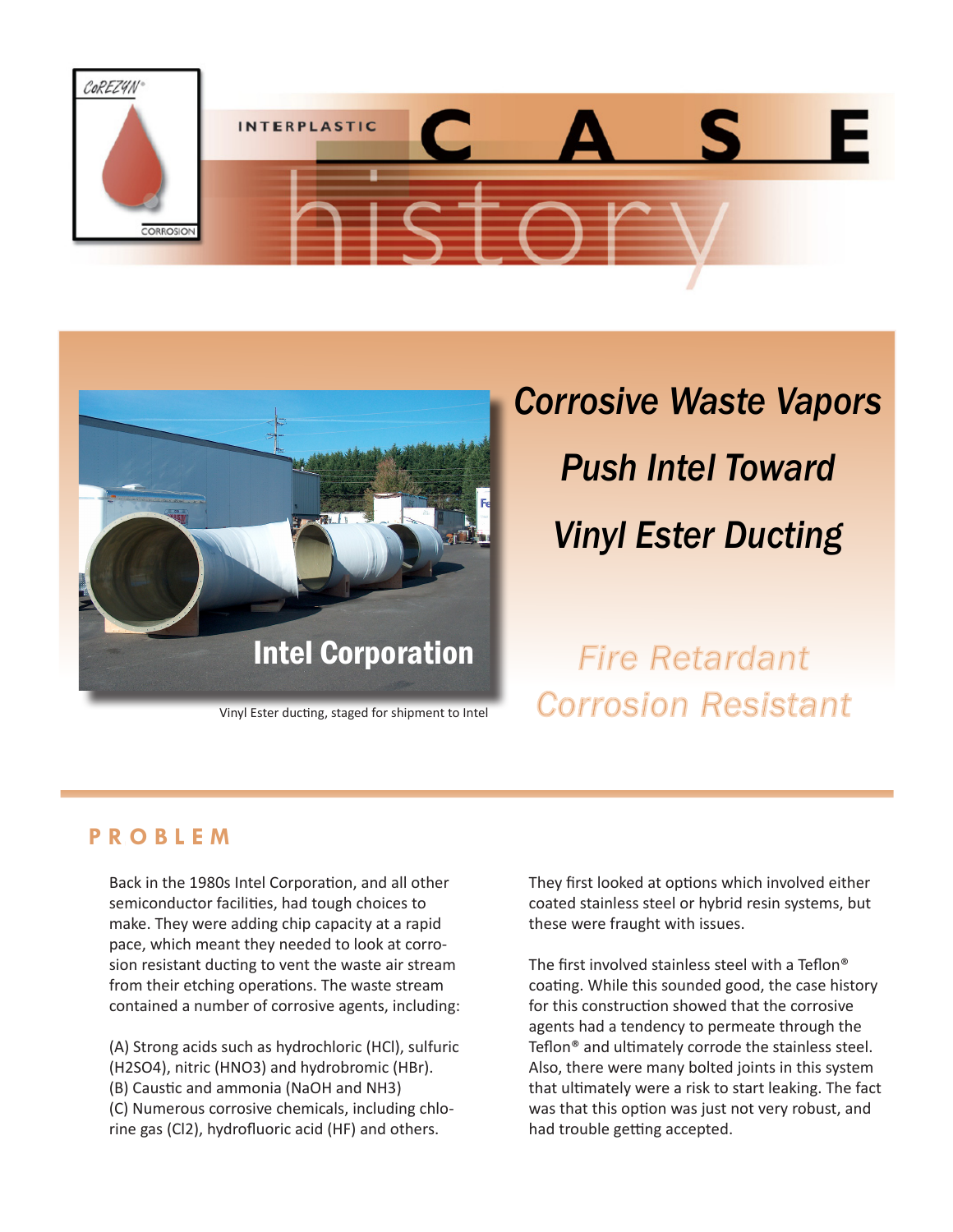CoREZYN® CORROSION

INTERPLASTIC CASE history

Intel Corporation

Vinyl Ester ducting, staged for shipment to Intel

# *Corrosive Waste Vapors Push Intel Toward Vinyl Ester Ducting*

*Fire Retardant*

*Corrosion Resistant*

## PROBLEM

Back in the 1980s Intel Corporation, and all other semiconductor facilities, had tough choices to make. They were adding chip capacity at a rapid pace, which meant they needed to look at corrosion resistant ducting to vent the waste air stream from their etching operations. The waste stream contained a number of corrosive agents, including:

(A) Strong acids such as hydrochloric (HCl), sulfuric ($H_2SO_4$), nitric ($HNO_3$) and hydrobromic (HBr).
(B) Caustic and ammonia (NaOH and $NH_3$)
(C) Numerous corrosive chemicals, including chlorine gas ($Cl_2$), hydrofluoric acid (HF) and others.

They first looked at options which involved either coated stainless steel or hybrid resin systems, but these were fraught with issues.

The first involved stainless steel with a Teflon® coating. While this sounded good, the case history for this construction showed that the corrosive agents had a tendency to permeate through the Teflon® and ultimately corrode the stainless steel. Also, there were many bolted joints in this system that ultimately were a risk to start leaking. The fact was that this option was just not very robust, and had trouble getting accepted.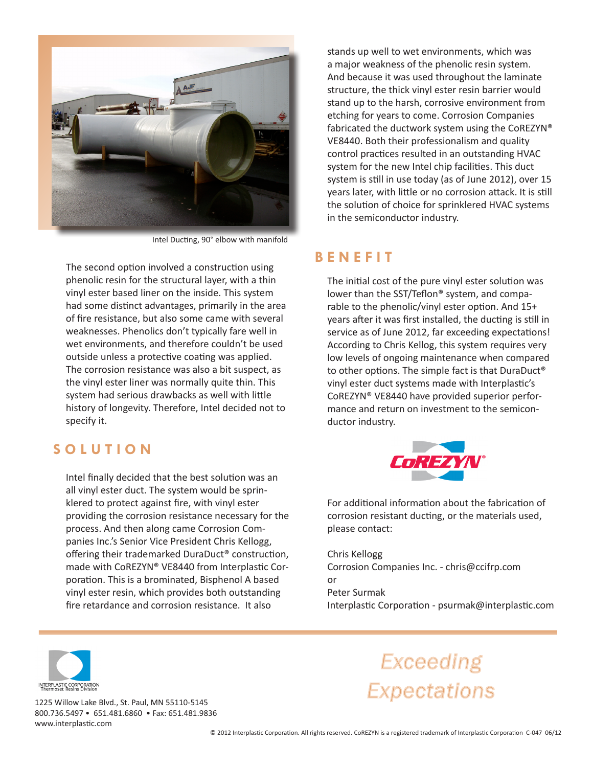Intel Ducting, 90° elbow with manifold

The second option involved a construction using phenolic resin for the structural layer, with a thin vinyl ester based liner on the inside. This system had some distinct advantages, primarily in the area of fire resistance, but also some came with several weaknesses. Phenolics don't typically fare well in wet environments, and therefore couldn't be used outside unless a protective coating was applied. The corrosion resistance was also a bit suspect, as the vinyl ester liner was normally quite thin. This system had serious drawbacks as well with little history of longevity. Therefore, Intel decided not to specify it.

## SOLUTION

Intel finally decided that the best solution was an all vinyl ester duct. The system would be sprinklered to protect against fire, with vinyl ester providing the corrosion resistance necessary for the process. And then along came Corrosion Companies Inc.'s Senior Vice President Chris Kellogg, offering their trademarked DuraDuct® construction, made with CoREZYN® VE8440 from Interplastic Corporation. This is a brominated, Bisphenol A based vinyl ester resin, which provides both outstanding fire retardance and corrosion resistance. It also stands up well to wet environments, which was a major weakness of the phenolic resin system. And because it was used throughout the laminate structure, the thick vinyl ester resin barrier would stand up to the harsh, corrosive environment from etching for years to come. Corrosion Companies fabricated the ductwork system using the CoREZYN® VE8440. Both their professionalism and quality control practices resulted in an outstanding HVAC system for the new Intel chip facilities. This duct system is still in use today (as of June 2012), over 15 years later, with little or no corrosion attack. It is still the solution of choice for sprinklered HVAC systems in the semiconductor industry.

## BENEFIT

The initial cost of the pure vinyl ester solution was lower than the SST/Teflon® system, and comparable to the phenolic/vinyl ester option. And 15+ years after it was first installed, the ducting is still in service as of June 2012, far exceeding expectations! According to Chris Kellog, this system requires very low levels of ongoing maintenance when compared to other options. The simple fact is that DuraDuct® vinyl ester duct systems made with Interplastic's CoREZYN® VE8440 have provided superior performance and return on investment to the semiconductor industry.

CoREZYN®

For additional information about the fabrication of corrosion resistant ducting, or the materials used, please contact:

Chris Kellogg
Corrosion Companies Inc. - chris@ccifrp.com
or
Peter Surmak
Interplastic Corporation - psurmak@interplastic.com

INTERPLASTIC CORPORATION
Thermoset Resins Division

1225 Willow Lake Blvd., St. Paul, MN 55110-5145
800.736.5497 • 651.481.6860 • Fax: 651.481.9836
www.interplastic.com

*Exceeding Expectations*

© 2012 Interplastic Corporation. All rights reserved. CoREZYN is a registered trademark of Interplastic Corporation C-047 06/12